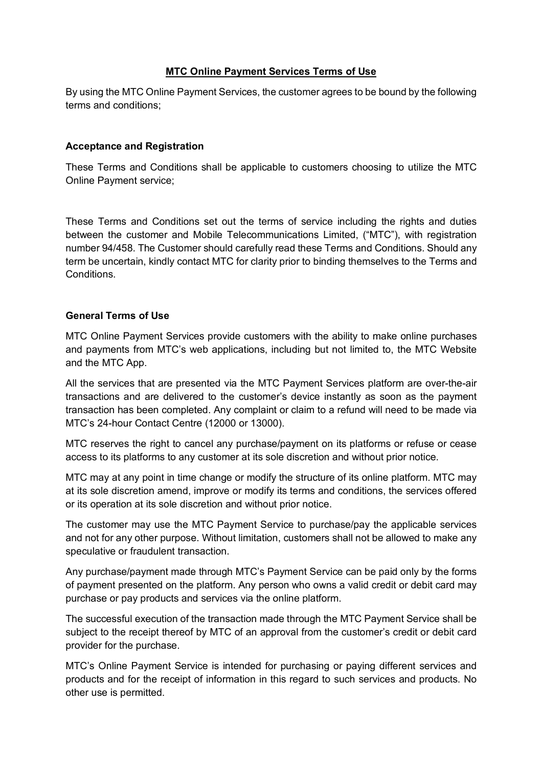# MTC Online Payment Services Terms of Use

By using the MTC Online Payment Services, the customer agrees to be bound by the following terms and conditions;

## Acceptance and Registration

These Terms and Conditions shall be applicable to customers choosing to utilize the MTC Online Payment service;

These Terms and Conditions set out the terms of service including the rights and duties between the customer and Mobile Telecommunications Limited, ("MTC"), with registration number 94/458. The Customer should carefully read these Terms and Conditions. Should any term be uncertain, kindly contact MTC for clarity prior to binding themselves to the Terms and Conditions.

## General Terms of Use

MTC Online Payment Services provide customers with the ability to make online purchases and payments from MTC's web applications, including but not limited to, the MTC Website and the MTC App.

All the services that are presented via the MTC Payment Services platform are over-the-air transactions and are delivered to the customer's device instantly as soon as the payment transaction has been completed. Any complaint or claim to a refund will need to be made via MTC's 24-hour Contact Centre (12000 or 13000).

MTC reserves the right to cancel any purchase/payment on its platforms or refuse or cease access to its platforms to any customer at its sole discretion and without prior notice.

MTC may at any point in time change or modify the structure of its online platform. MTC may at its sole discretion amend, improve or modify its terms and conditions, the services offered or its operation at its sole discretion and without prior notice.

The customer may use the MTC Payment Service to purchase/pay the applicable services and not for any other purpose. Without limitation, customers shall not be allowed to make any speculative or fraudulent transaction.

Any purchase/payment made through MTC's Payment Service can be paid only by the forms of payment presented on the platform. Any person who owns a valid credit or debit card may purchase or pay products and services via the online platform.

The successful execution of the transaction made through the MTC Payment Service shall be subject to the receipt thereof by MTC of an approval from the customer's credit or debit card provider for the purchase.

MTC's Online Payment Service is intended for purchasing or paying different services and products and for the receipt of information in this regard to such services and products. No other use is permitted.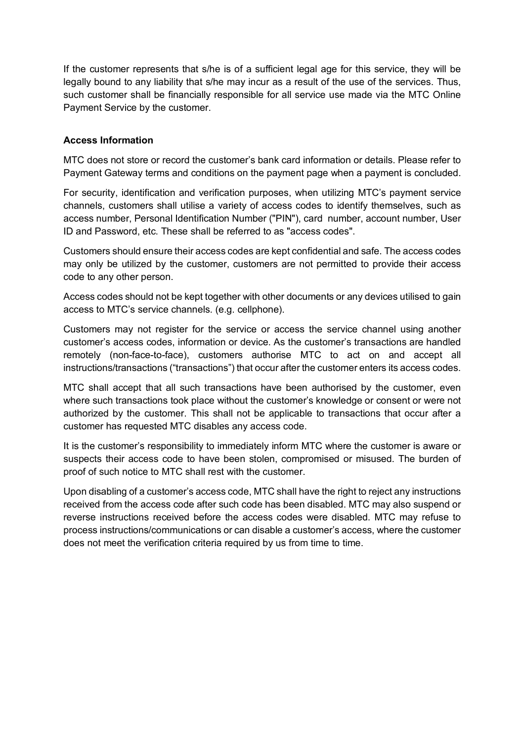If the customer represents that s/he is of a sufficient legal age for this service, they will be legally bound to any liability that s/he may incur as a result of the use of the services. Thus, such customer shall be financially responsible for all service use made via the MTC Online Payment Service by the customer.

**Access Information**

MTC does not store or record the customer's bank card information or details. Please refer to Payment Gateway terms and conditions on the payment page when a payment is concluded.

For security, identification and verification purposes, when utilizing MTC's payment service channels, customers shall utilise a variety of access codes to identify themselves, such as access number, Personal Identification Number ("PIN"), card number, account number, User ID and Password, etc. These shall be referred to as "access codes".

Customers should ensure their access codes are kept confidential and safe. The access codes may only be utilized by the customer, customers are not permitted to provide their access code to any other person.

Access codes should not be kept together with other documents or any devices utilised to gain access to MTC's service channels. (e.g. cellphone).

Customers may not register for the service or access the service channel using another customer's access codes, information or device. As the customer's transactions are handled remotely (non-face-to-face), customers authorise MTC to act on and accept all instructions/transactions ("transactions") that occur after the customer enters its access codes.

MTC shall accept that all such transactions have been authorised by the customer, even where such transactions took place without the customer's knowledge or consent or were not authorized by the customer. This shall not be applicable to transactions that occur after a customer has requested MTC disables any access code.

It is the customer's responsibility to immediately inform MTC where the customer is aware or suspects their access code to have been stolen, compromised or misused. The burden of proof of such notice to MTC shall rest with the customer.

Upon disabling of a customer's access code, MTC shall have the right to reject any instructions received from the access code after such code has been disabled. MTC may also suspend or reverse instructions received before the access codes were disabled. MTC may refuse to process instructions/communications or can disable a customer's access, where the customer does not meet the verification criteria required by us from time to time.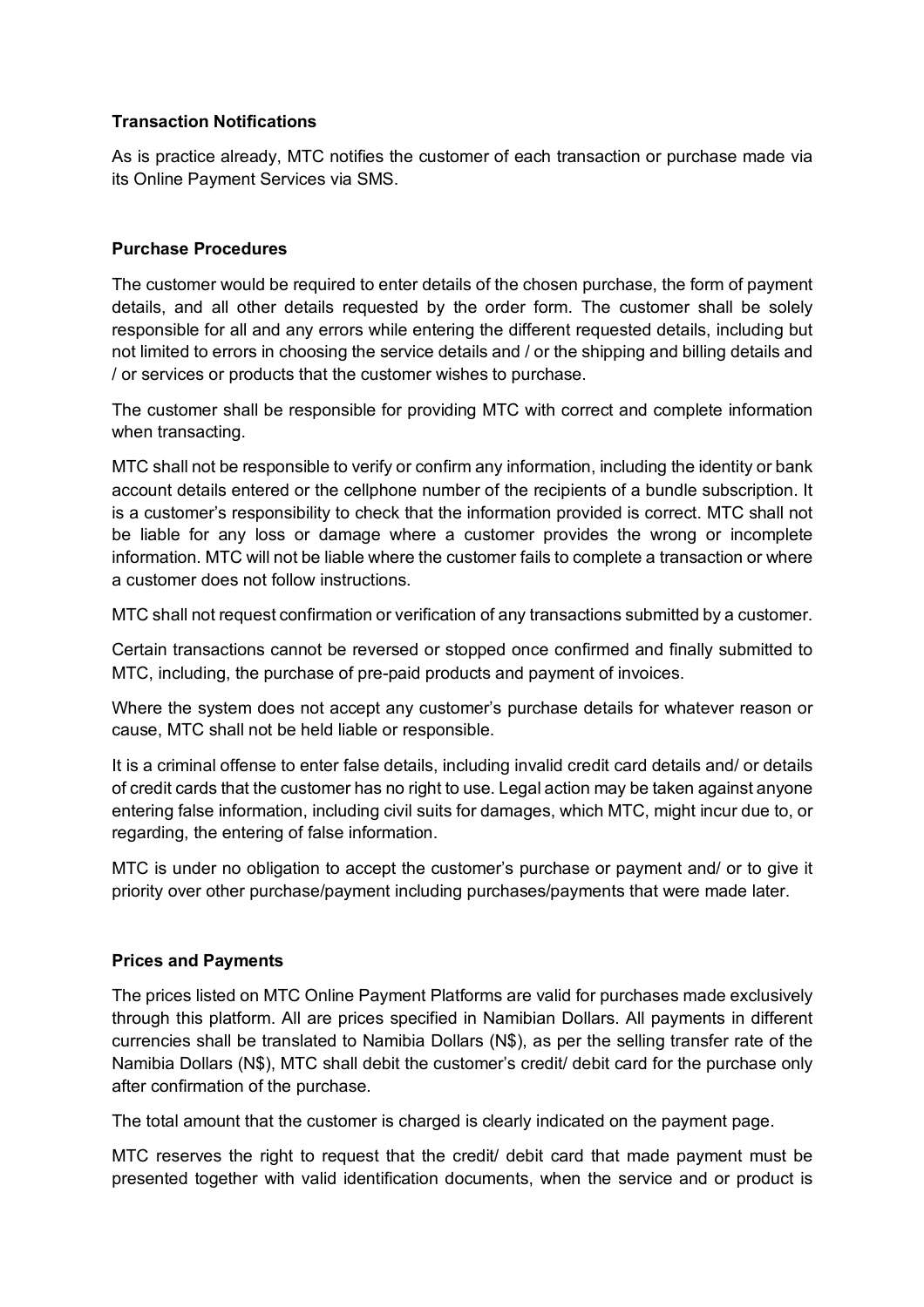**Transaction Notifications**

As is practice already, MTC notifies the customer of each transaction or purchase made via its Online Payment Services via SMS.

**Purchase Procedures**

The customer would be required to enter details of the chosen purchase, the form of payment details, and all other details requested by the order form. The customer shall be solely responsible for all and any errors while entering the different requested details, including but not limited to errors in choosing the service details and / or the shipping and billing details and / or services or products that the customer wishes to purchase.

The customer shall be responsible for providing MTC with correct and complete information when transacting.

MTC shall not be responsible to verify or confirm any information, including the identity or bank account details entered or the cellphone number of the recipients of a bundle subscription. It is a customer's responsibility to check that the information provided is correct. MTC shall not be liable for any loss or damage where a customer provides the wrong or incomplete information. MTC will not be liable where the customer fails to complete a transaction or where a customer does not follow instructions.

MTC shall not request confirmation or verification of any transactions submitted by a customer.

Certain transactions cannot be reversed or stopped once confirmed and finally submitted to MTC, including, the purchase of pre-paid products and payment of invoices.

Where the system does not accept any customer's purchase details for whatever reason or cause, MTC shall not be held liable or responsible.

It is a criminal offense to enter false details, including invalid credit card details and/ or details of credit cards that the customer has no right to use. Legal action may be taken against anyone entering false information, including civil suits for damages, which MTC, might incur due to, or regarding, the entering of false information.

MTC is under no obligation to accept the customer's purchase or payment and/ or to give it priority over other purchase/payment including purchases/payments that were made later.

**Prices and Payments**

The prices listed on MTC Online Payment Platforms are valid for purchases made exclusively through this platform. All are prices specified in Namibian Dollars. All payments in different currencies shall be translated to Namibia Dollars (N$), as per the selling transfer rate of the Namibia Dollars (N$), MTC shall debit the customer's credit/ debit card for the purchase only after confirmation of the purchase.

The total amount that the customer is charged is clearly indicated on the payment page.

MTC reserves the right to request that the credit/ debit card that made payment must be presented together with valid identification documents, when the service and or product is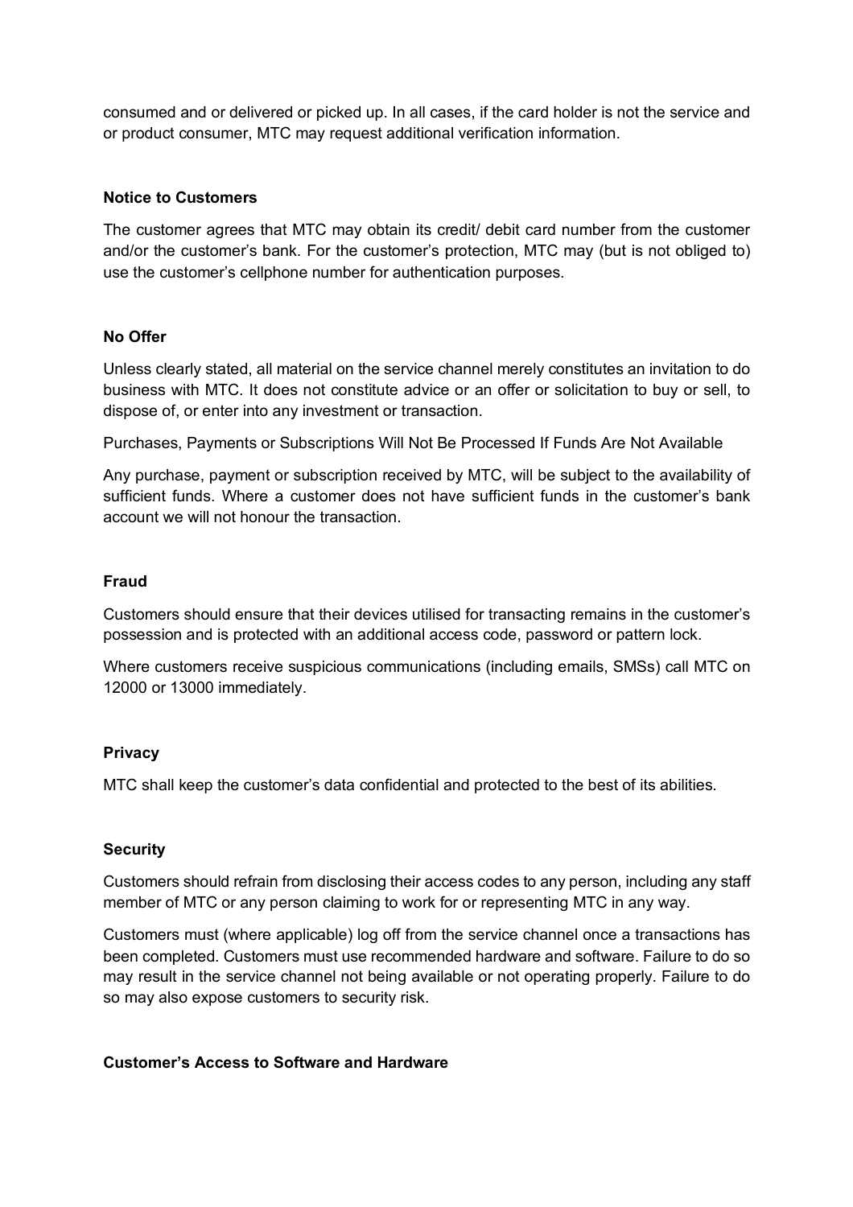consumed and or delivered or picked up. In all cases, if the card holder is not the service and or product consumer, MTC may request additional verification information.

**Notice to Customers**

The customer agrees that MTC may obtain its credit/ debit card number from the customer and/or the customer's bank. For the customer's protection, MTC may (but is not obliged to) use the customer's cellphone number for authentication purposes.

**No Offer**

Unless clearly stated, all material on the service channel merely constitutes an invitation to do business with MTC. It does not constitute advice or an offer or solicitation to buy or sell, to dispose of, or enter into any investment or transaction.

Purchases, Payments or Subscriptions Will Not Be Processed If Funds Are Not Available

Any purchase, payment or subscription received by MTC, will be subject to the availability of sufficient funds. Where a customer does not have sufficient funds in the customer's bank account we will not honour the transaction.

**Fraud**

Customers should ensure that their devices utilised for transacting remains in the customer's possession and is protected with an additional access code, password or pattern lock.

Where customers receive suspicious communications (including emails, SMSs) call MTC on 12000 or 13000 immediately.

**Privacy**

MTC shall keep the customer's data confidential and protected to the best of its abilities.

**Security**

Customers should refrain from disclosing their access codes to any person, including any staff member of MTC or any person claiming to work for or representing MTC in any way.

Customers must (where applicable) log off from the service channel once a transactions has been completed. Customers must use recommended hardware and software. Failure to do so may result in the service channel not being available or not operating properly. Failure to do so may also expose customers to security risk.

**Customer's Access to Software and Hardware**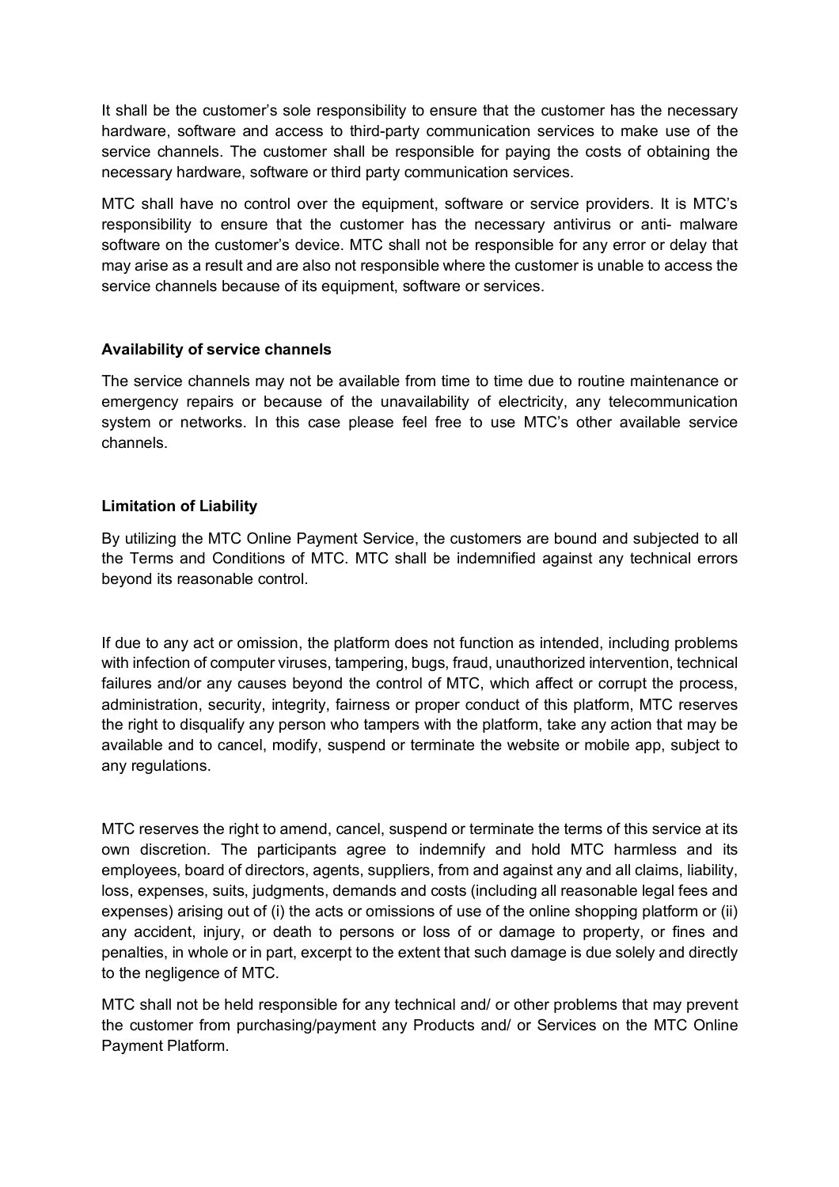It shall be the customer's sole responsibility to ensure that the customer has the necessary hardware, software and access to third-party communication services to make use of the service channels. The customer shall be responsible for paying the costs of obtaining the necessary hardware, software or third party communication services.

MTC shall have no control over the equipment, software or service providers. It is MTC's responsibility to ensure that the customer has the necessary antivirus or anti- malware software on the customer's device. MTC shall not be responsible for any error or delay that may arise as a result and are also not responsible where the customer is unable to access the service channels because of its equipment, software or services.

**Availability of service channels**

The service channels may not be available from time to time due to routine maintenance or emergency repairs or because of the unavailability of electricity, any telecommunication system or networks. In this case please feel free to use MTC's other available service channels.

**Limitation of Liability**

By utilizing the MTC Online Payment Service, the customers are bound and subjected to all the Terms and Conditions of MTC. MTC shall be indemnified against any technical errors beyond its reasonable control.

If due to any act or omission, the platform does not function as intended, including problems with infection of computer viruses, tampering, bugs, fraud, unauthorized intervention, technical failures and/or any causes beyond the control of MTC, which affect or corrupt the process, administration, security, integrity, fairness or proper conduct of this platform, MTC reserves the right to disqualify any person who tampers with the platform, take any action that may be available and to cancel, modify, suspend or terminate the website or mobile app, subject to any regulations.

MTC reserves the right to amend, cancel, suspend or terminate the terms of this service at its own discretion. The participants agree to indemnify and hold MTC harmless and its employees, board of directors, agents, suppliers, from and against any and all claims, liability, loss, expenses, suits, judgments, demands and costs (including all reasonable legal fees and expenses) arising out of (i) the acts or omissions of use of the online shopping platform or (ii) any accident, injury, or death to persons or loss of or damage to property, or fines and penalties, in whole or in part, excerpt to the extent that such damage is due solely and directly to the negligence of MTC.

MTC shall not be held responsible for any technical and/ or other problems that may prevent the customer from purchasing/payment any Products and/ or Services on the MTC Online Payment Platform.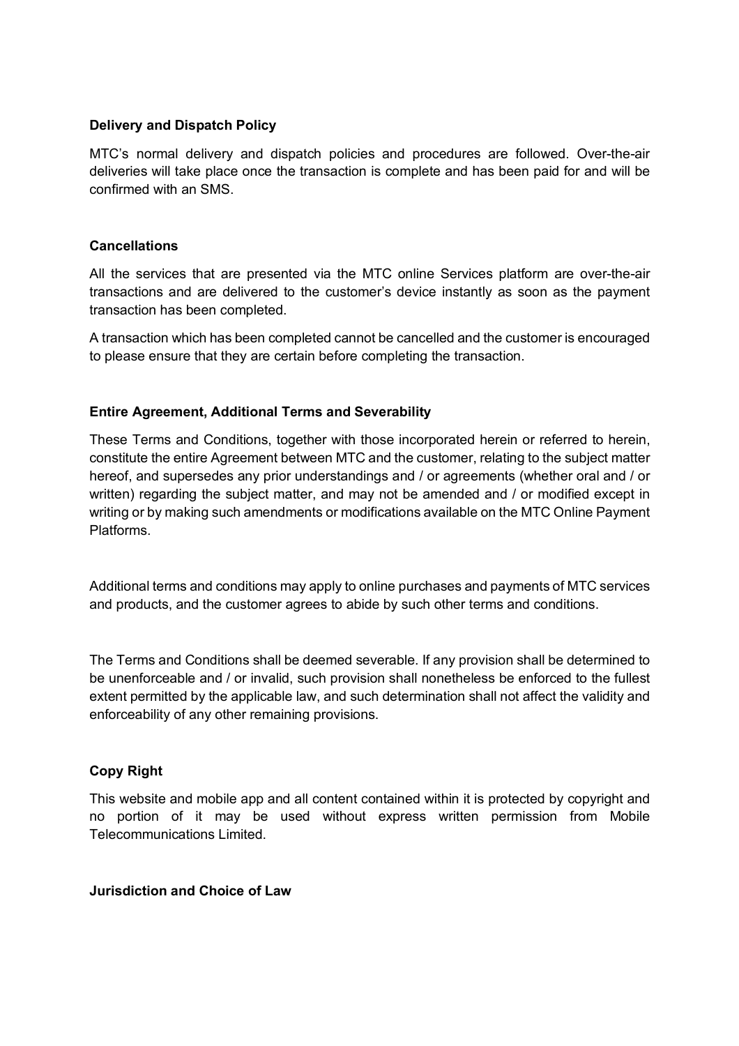**Delivery and Dispatch Policy**

MTC's normal delivery and dispatch policies and procedures are followed. Over-the-air deliveries will take place once the transaction is complete and has been paid for and will be confirmed with an SMS.

**Cancellations**

All the services that are presented via the MTC online Services platform are over-the-air transactions and are delivered to the customer's device instantly as soon as the payment transaction has been completed.

A transaction which has been completed cannot be cancelled and the customer is encouraged to please ensure that they are certain before completing the transaction.

**Entire Agreement, Additional Terms and Severability**

These Terms and Conditions, together with those incorporated herein or referred to herein, constitute the entire Agreement between MTC and the customer, relating to the subject matter hereof, and supersedes any prior understandings and / or agreements (whether oral and / or written) regarding the subject matter, and may not be amended and / or modified except in writing or by making such amendments or modifications available on the MTC Online Payment Platforms.

Additional terms and conditions may apply to online purchases and payments of MTC services and products, and the customer agrees to abide by such other terms and conditions.

The Terms and Conditions shall be deemed severable. If any provision shall be determined to be unenforceable and / or invalid, such provision shall nonetheless be enforced to the fullest extent permitted by the applicable law, and such determination shall not affect the validity and enforceability of any other remaining provisions.

**Copy Right**

This website and mobile app and all content contained within it is protected by copyright and no portion of it may be used without express written permission from Mobile Telecommunications Limited.

**Jurisdiction and Choice of Law**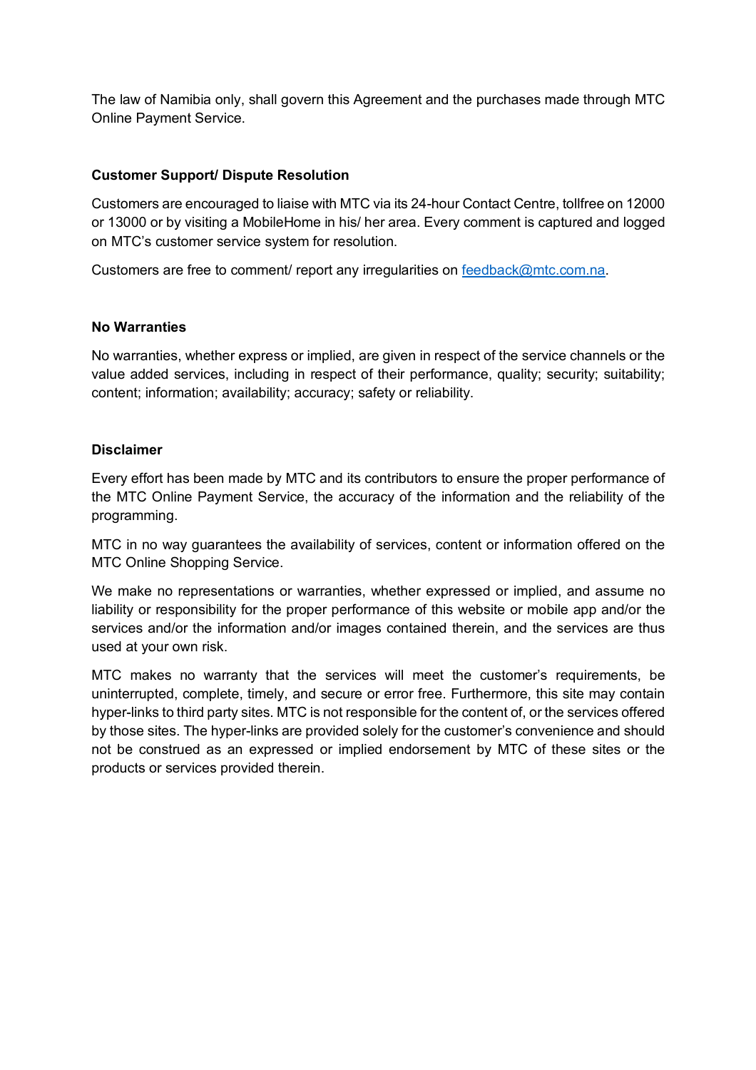The law of Namibia only, shall govern this Agreement and the purchases made through MTC Online Payment Service.

**Customer Support/ Dispute Resolution**

Customers are encouraged to liaise with MTC via its 24-hour Contact Centre, tollfree on 12000 or 13000 or by visiting a MobileHome in his/ her area. Every comment is captured and logged on MTC's customer service system for resolution.

Customers are free to comment/ report any irregularities on feedback@mtc.com.na.

**No Warranties**

No warranties, whether express or implied, are given in respect of the service channels or the value added services, including in respect of their performance, quality; security; suitability; content; information; availability; accuracy; safety or reliability.

**Disclaimer**

Every effort has been made by MTC and its contributors to ensure the proper performance of the MTC Online Payment Service, the accuracy of the information and the reliability of the programming.

MTC in no way guarantees the availability of services, content or information offered on the MTC Online Shopping Service.

We make no representations or warranties, whether expressed or implied, and assume no liability or responsibility for the proper performance of this website or mobile app and/or the services and/or the information and/or images contained therein, and the services are thus used at your own risk.

MTC makes no warranty that the services will meet the customer's requirements, be uninterrupted, complete, timely, and secure or error free. Furthermore, this site may contain hyper-links to third party sites. MTC is not responsible for the content of, or the services offered by those sites. The hyper-links are provided solely for the customer's convenience and should not be construed as an expressed or implied endorsement by MTC of these sites or the products or services provided therein.